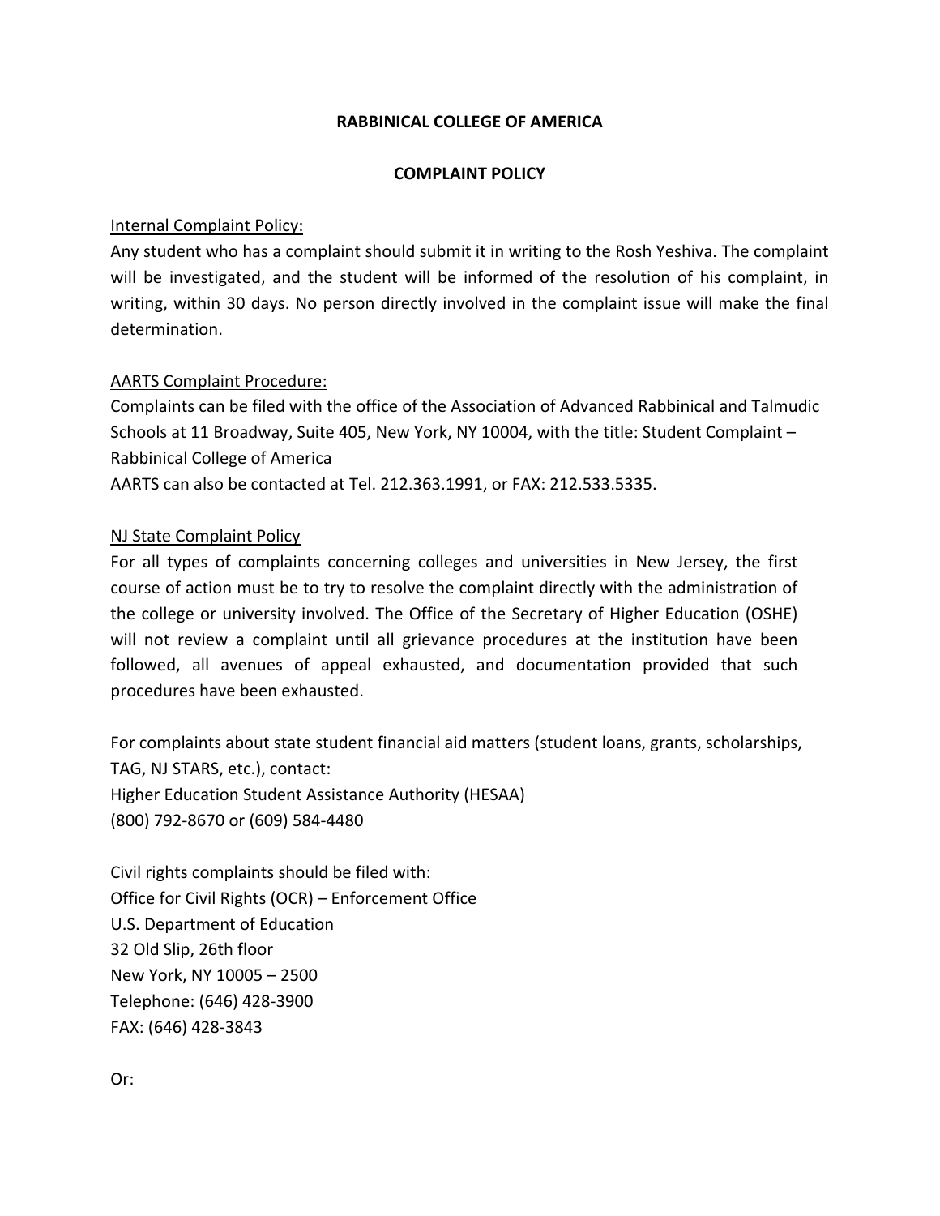# RABBINICAL COLLEGE OF AMERICA

## COMPLAINT POLICY

Internal Complaint Policy:

Any student who has a complaint should submit it in writing to the Rosh Yeshiva. The complaint will be investigated, and the student will be informed of the resolution of his complaint, in writing, within 30 days. No person directly involved in the complaint issue will make the final determination.

AARTS Complaint Procedure:

Complaints can be filed with the office of the Association of Advanced Rabbinical and Talmudic Schools at 11 Broadway, Suite 405, New York, NY 10004, with the title: Student Complaint – Rabbinical College of America

AARTS can also be contacted at Tel. 212.363.1991, or FAX: 212.533.5335.

NJ State Complaint Policy

For all types of complaints concerning colleges and universities in New Jersey, the first course of action must be to try to resolve the complaint directly with the administration of the college or university involved. The Office of the Secretary of Higher Education (OSHE) will not review a complaint until all grievance procedures at the institution have been followed, all avenues of appeal exhausted, and documentation provided that such procedures have been exhausted.

For complaints about state student financial aid matters (student loans, grants, scholarships, TAG, NJ STARS, etc.), contact:
Higher Education Student Assistance Authority (HESAA)
(800) 792-8670 or (609) 584-4480

Civil rights complaints should be filed with:
Office for Civil Rights (OCR) – Enforcement Office
U.S. Department of Education
32 Old Slip, 26th floor
New York, NY 10005 – 2500
Telephone: (646) 428-3900
FAX: (646) 428-3843

Or: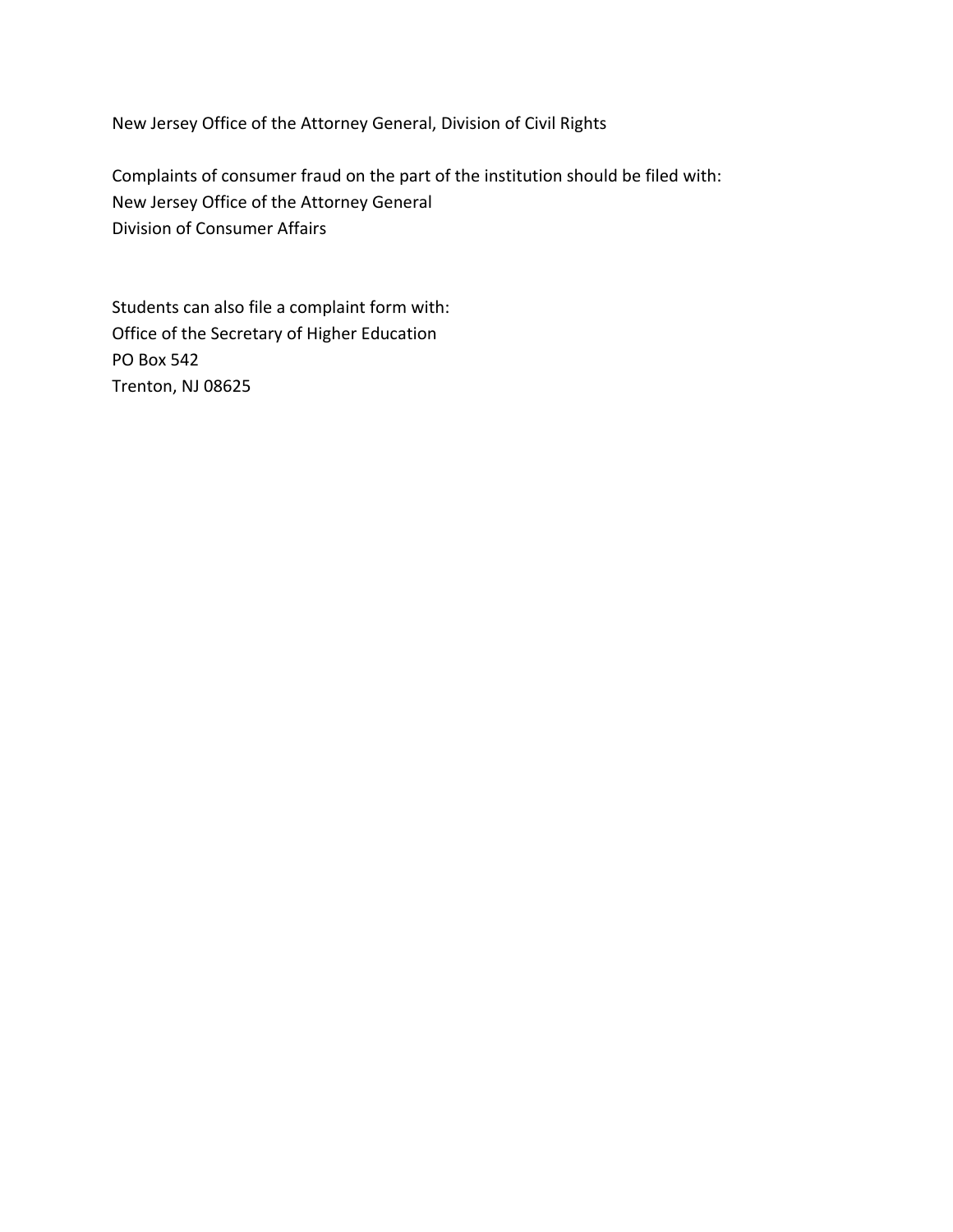New Jersey Office of the Attorney General, Division of Civil Rights

Complaints of consumer fraud on the part of the institution should be filed with:
New Jersey Office of the Attorney General
Division of Consumer Affairs

Students can also file a complaint form with:
Office of the Secretary of Higher Education
PO Box 542
Trenton, NJ 08625